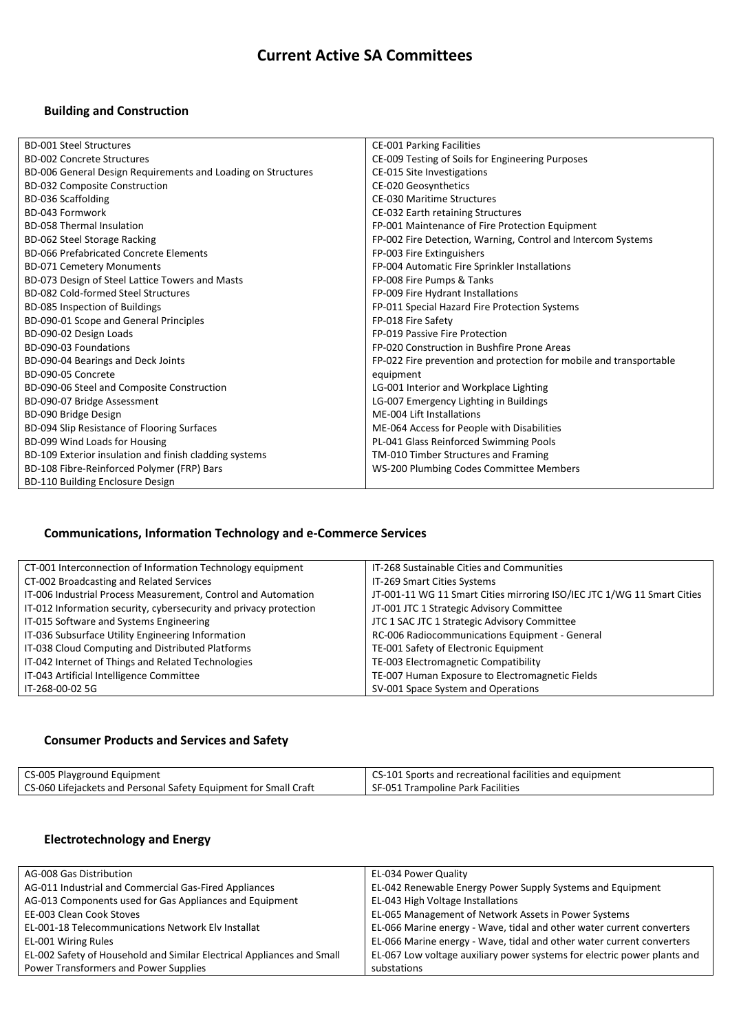# Current Active SA Committees

## Building and Construction

| | |
|---|---|
| BD-001 Steel Structures | CE-001 Parking Facilities |
| BD-002 Concrete Structures | CE-009 Testing of Soils for Engineering Purposes |
| BD-006 General Design Requirements and Loading on Structures | CE-015 Site Investigations |
| BD-032 Composite Construction | CE-020 Geosynthetics |
| BD-036 Scaffolding | CE-030 Maritime Structures |
| BD-043 Formwork | CE-032 Earth retaining Structures |
| BD-058 Thermal Insulation | FP-001 Maintenance of Fire Protection Equipment |
| BD-062 Steel Storage Racking | FP-002 Fire Detection, Warning, Control and Intercom Systems |
| BD-066 Prefabricated Concrete Elements | FP-003 Fire Extinguishers |
| BD-071 Cemetery Monuments | FP-004 Automatic Fire Sprinkler Installations |
| BD-073 Design of Steel Lattice Towers and Masts | FP-008 Fire Pumps & Tanks |
| BD-082 Cold-formed Steel Structures | FP-009 Fire Hydrant Installations |
| BD-085 Inspection of Buildings | FP-011 Special Hazard Fire Protection Systems |
| BD-090-01 Scope and General Principles | FP-018 Fire Safety |
| BD-090-02 Design Loads | FP-019 Passive Fire Protection |
| BD-090-03 Foundations | FP-020 Construction in Bushfire Prone Areas |
| BD-090-04 Bearings and Deck Joints | FP-022 Fire prevention and protection for mobile and transportable equipment |
| BD-090-05 Concrete | LG-001 Interior and Workplace Lighting |
| BD-090-06 Steel and Composite Construction | LG-007 Emergency Lighting in Buildings |
| BD-090-07 Bridge Assessment | ME-004 Lift Installations |
| BD-090 Bridge Design | ME-064 Access for People with Disabilities |
| BD-094 Slip Resistance of Flooring Surfaces | PL-041 Glass Reinforced Swimming Pools |
| BD-099 Wind Loads for Housing | TM-010 Timber Structures and Framing |
| BD-109 Exterior insulation and finish cladding systems | WS-200 Plumbing Codes Committee Members |
| BD-108 Fibre-Reinforced Polymer (FRP) Bars | |
| BD-110 Building Enclosure Design | |

## Communications, Information Technology and e-Commerce Services

| | |
|---|---|
| CT-001 Interconnection of Information Technology equipment | IT-268 Sustainable Cities and Communities |
| CT-002 Broadcasting and Related Services | IT-269 Smart Cities Systems |
| IT-006 Industrial Process Measurement, Control and Automation | JT-001-11 WG 11 Smart Cities mirroring ISO/IEC JTC 1/WG 11 Smart Cities |
| IT-012 Information security, cybersecurity and privacy protection | JT-001 JTC 1 Strategic Advisory Committee |
| IT-015 Software and Systems Engineering | JTC 1 SAC JTC 1 Strategic Advisory Committee |
| IT-036 Subsurface Utility Engineering Information | RC-006 Radiocommunications Equipment - General |
| IT-038 Cloud Computing and Distributed Platforms | TE-001 Safety of Electronic Equipment |
| IT-042 Internet of Things and Related Technologies | TE-003 Electromagnetic Compatibility |
| IT-043 Artificial Intelligence Committee | TE-007 Human Exposure to Electromagnetic Fields |
| IT-268-00-02 5G | SV-001 Space System and Operations |

## Consumer Products and Services and Safety

| | |
|---|---|
| CS-005 Playground Equipment | CS-101 Sports and recreational facilities and equipment |
| CS-060 Lifejackets and Personal Safety Equipment for Small Craft | SF-051 Trampoline Park Facilities |

## Electrotechnology and Energy

| | |
|---|---|
| AG-008 Gas Distribution | EL-034 Power Quality |
| AG-011 Industrial and Commercial Gas-Fired Appliances | EL-042 Renewable Energy Power Supply Systems and Equipment |
| AG-013 Components used for Gas Appliances and Equipment | EL-043 High Voltage Installations |
| EE-003 Clean Cook Stoves | EL-065 Management of Network Assets in Power Systems |
| EL-001-18 Telecommunications Network Elv Installat | EL-066 Marine energy - Wave, tidal and other water current converters |
| EL-001 Wiring Rules | EL-066 Marine energy - Wave, tidal and other water current converters |
| EL-002 Safety of Household and Similar Electrical Appliances and Small Power Transformers and Power Supplies | EL-067 Low voltage auxiliary power systems for electric power plants and substations |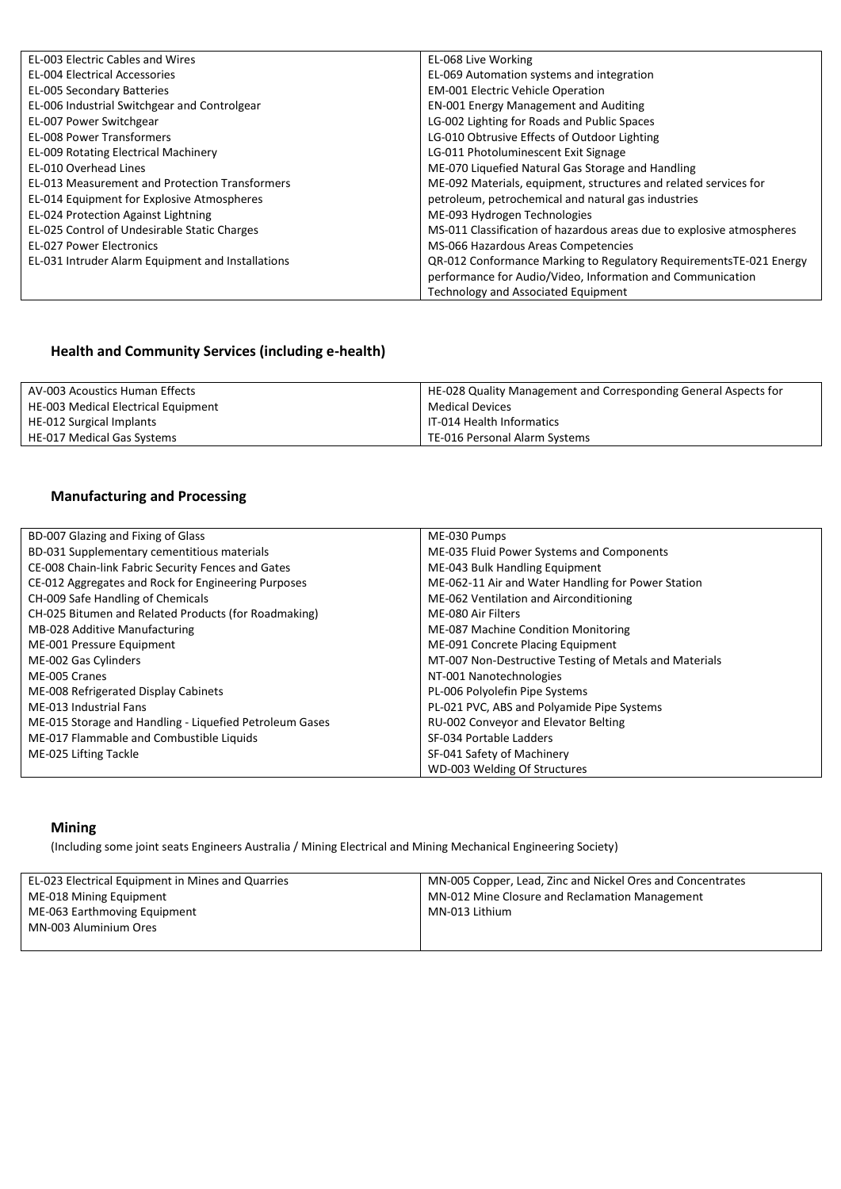| | |
|---|---|
| EL-003 Electric Cables and Wires | EL-068 Live Working |
| EL-004 Electrical Accessories | EL-069 Automation systems and integration |
| EL-005 Secondary Batteries | EM-001 Electric Vehicle Operation |
| EL-006 Industrial Switchgear and Controlgear | EN-001 Energy Management and Auditing |
| EL-007 Power Switchgear | LG-002 Lighting for Roads and Public Spaces |
| EL-008 Power Transformers | LG-010 Obtrusive Effects of Outdoor Lighting |
| EL-009 Rotating Electrical Machinery | LG-011 Photoluminescent Exit Signage |
| EL-010 Overhead Lines | ME-070 Liquefied Natural Gas Storage and Handling |
| EL-013 Measurement and Protection Transformers | ME-092 Materials, equipment, structures and related services for petroleum, petrochemical and natural gas industries |
| EL-014 Equipment for Explosive Atmospheres | ME-093 Hydrogen Technologies |
| EL-024 Protection Against Lightning | MS-011 Classification of hazardous areas due to explosive atmospheres |
| EL-025 Control of Undesirable Static Charges | MS-066 Hazardous Areas Competencies |
| EL-027 Power Electronics | QR-012 Conformance Marking to Regulatory RequirementsTE-021 Energy performance for Audio/Video, Information and Communication Technology and Associated Equipment |
| EL-031 Intruder Alarm Equipment and Installations | |

## Health and Community Services (including e-health)

| | |
|---|---|
| AV-003 Acoustics Human Effects | HE-028 Quality Management and Corresponding General Aspects for Medical Devices |
| HE-003 Medical Electrical Equipment | IT-014 Health Informatics |
| HE-012 Surgical Implants | TE-016 Personal Alarm Systems |
| HE-017 Medical Gas Systems | |

## Manufacturing and Processing

| | |
|---|---|
| BD-007 Glazing and Fixing of Glass | ME-030 Pumps |
| BD-031 Supplementary cementitious materials | ME-035 Fluid Power Systems and Components |
| CE-008 Chain-link Fabric Security Fences and Gates | ME-043 Bulk Handling Equipment |
| CE-012 Aggregates and Rock for Engineering Purposes | ME-062-11 Air and Water Handling for Power Station |
| CH-009 Safe Handling of Chemicals | ME-062 Ventilation and Airconditioning |
| CH-025 Bitumen and Related Products (for Roadmaking) | ME-080 Air Filters |
| MB-028 Additive Manufacturing | ME-087 Machine Condition Monitoring |
| ME-001 Pressure Equipment | ME-091 Concrete Placing Equipment |
| ME-002 Gas Cylinders | MT-007 Non-Destructive Testing of Metals and Materials |
| ME-005 Cranes | NT-001 Nanotechnologies |
| ME-008 Refrigerated Display Cabinets | PL-006 Polyolefin Pipe Systems |
| ME-013 Industrial Fans | PL-021 PVC, ABS and Polyamide Pipe Systems |
| ME-015 Storage and Handling - Liquefied Petroleum Gases | RU-002 Conveyor and Elevator Belting |
| ME-017 Flammable and Combustible Liquids | SF-034 Portable Ladders |
| ME-025 Lifting Tackle | SF-041 Safety of Machinery |
| | WD-003 Welding Of Structures |

## Mining

(Including some joint seats Engineers Australia / Mining Electrical and Mining Mechanical Engineering Society)

| | |
|---|---|
| EL-023 Electrical Equipment in Mines and Quarries | MN-005 Copper, Lead, Zinc and Nickel Ores and Concentrates |
| ME-018 Mining Equipment | MN-012 Mine Closure and Reclamation Management |
| ME-063 Earthmoving Equipment | MN-013 Lithium |
| MN-003 Aluminium Ores | |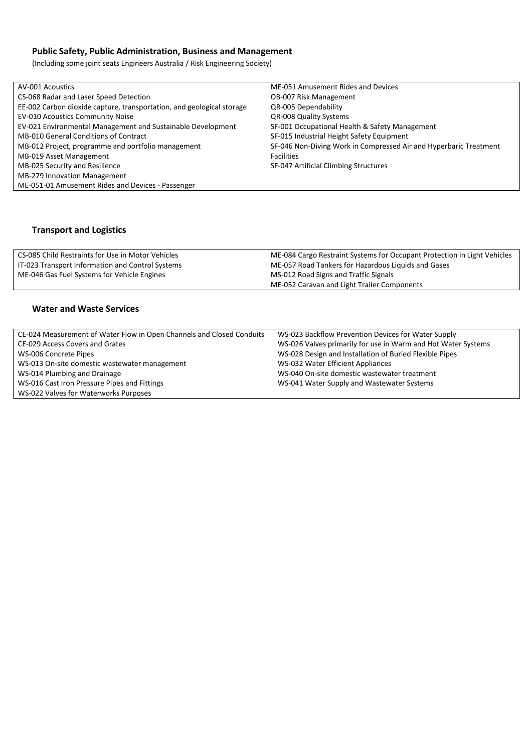## Public Safety, Public Administration, Business and Management

(Including some joint seats Engineers Australia / Risk Engineering Society)

| | |
|---|---|
| AV-001 Acoustics | ME-051 Amusement Rides and Devices |
| CS-068 Radar and Laser Speed Detection | OB-007 Risk Management |
| EE-002 Carbon dioxide capture, transportation, and geological storage | QR-005 Dependability |
| EV-010 Acoustics Community Noise | QR-008 Quality Systems |
| EV-021 Environmental Management and Sustainable Development | SF-001 Occupational Health & Safety Management |
| MB-010 General Conditions of Contract | SF-015 Industrial Height Safety Equipment |
| MB-012 Project, programme and portfolio management | SF-046 Non-Diving Work in Compressed Air and Hyperbaric Treatment Facilities |
| MB-019 Asset Management | SF-047 Artificial Climbing Structures |
| MB-025 Security and Resilience | |
| MB-279 Innovation Management | |
| ME-051-01 Amusement Rides and Devices - Passenger | |

## Transport and Logistics

| | |
|---|---|
| CS-085 Child Restraints for Use in Motor Vehicles | ME-084 Cargo Restraint Systems for Occupant Protection in Light Vehicles |
| IT-023 Transport Information and Control Systems | ME-057 Road Tankers for Hazardous Liquids and Gases |
| ME-046 Gas Fuel Systems for Vehicle Engines | MS-012 Road Signs and Traffic Signals |
| | ME-052 Caravan and Light Trailer Components |

## Water and Waste Services

| | |
|---|---|
| CE-024 Measurement of Water Flow in Open Channels and Closed Conduits | WS-023 Backflow Prevention Devices for Water Supply |
| CE-029 Access Covers and Grates | WS-026 Valves primarily for use in Warm and Hot Water Systems |
| WS-006 Concrete Pipes | WS-028 Design and Installation of Buried Flexible Pipes |
| WS-013 On-site domestic wastewater management | WS-032 Water Efficient Appliances |
| WS-014 Plumbing and Drainage | WS-040 On-site domestic wastewater treatment |
| WS-016 Cast Iron Pressure Pipes and Fittings | WS-041 Water Supply and Wastewater Systems |
| WS-022 Valves for Waterworks Purposes | |